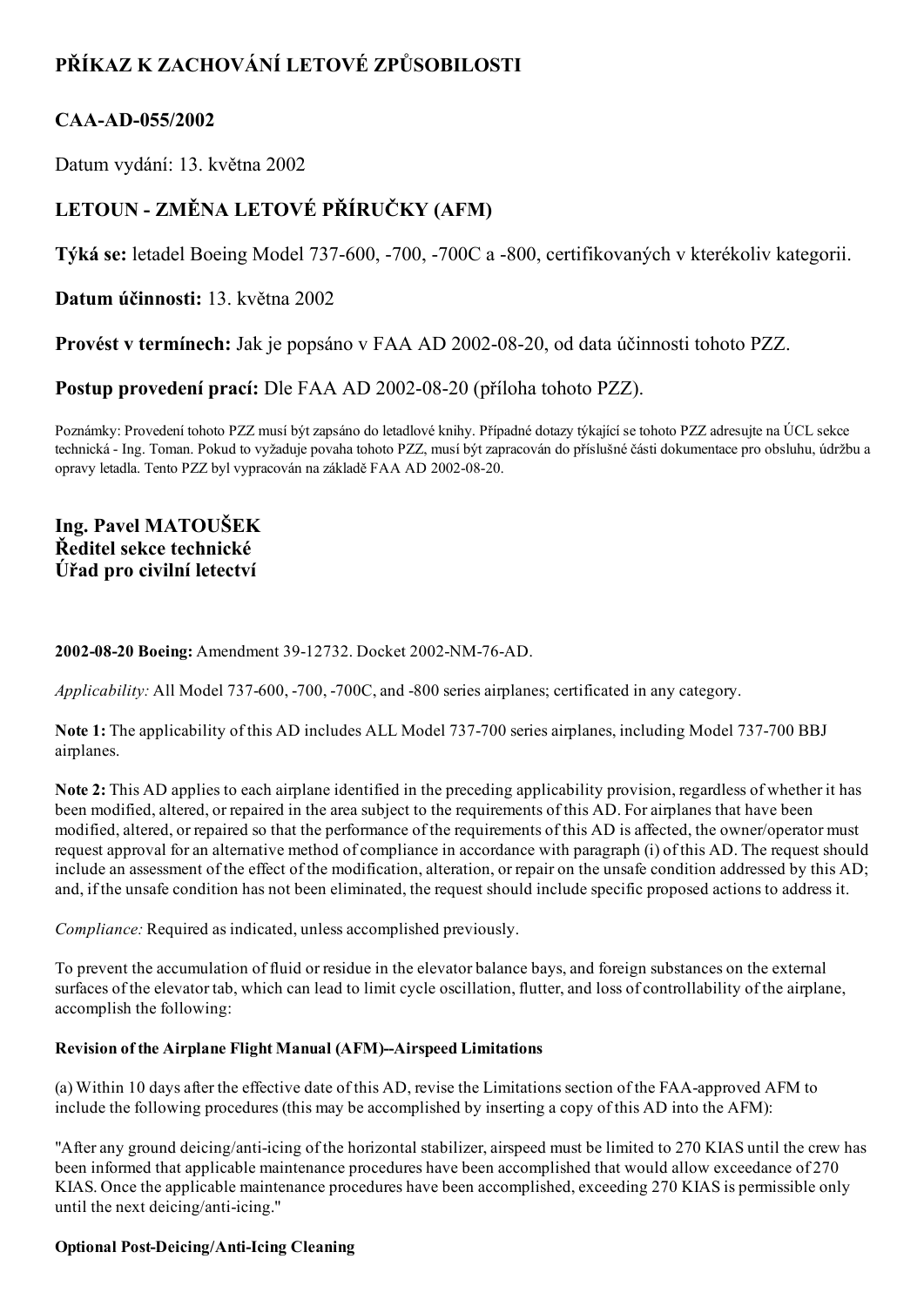# PŘÍKAZ K ZACHOVÁNÍ LETOVÉ ZPŮSOBILOSTI

## CAA-AD-055/2002

Datum vydání: 13. května 2002

## LETOUN - ZMĚNA LETOVÉ PŘÍRUČKY (AFM)

**Týká se:** letadel Boeing Model 737-600, -700, -700C a -800, certifikovaných v kterékoliv kategorii.

**Datum účinnosti:** 13. května 2002

**Provést v termínech:** Jak je popsáno v FAA AD 2002-08-20, od data účinnosti tohoto PZZ.

**Postup provedení prací:** Dle FAA AD 2002-08-20 (příloha tohoto PZZ).

Poznámky: Provedení tohoto PZZ musí být zapsáno do letadlové knihy. Případné dotazy týkající se tohoto PZZ adresujte na ÚCL sekce technická - Ing. Toman. Pokud to vyžaduje povaha tohoto PZZ, musí být zapracován do příslušné části dokumentace pro obsluhu, údržbu a opravy letadla. Tento PZZ byl vypracován na základě FAA AD 2002-08-20.

**Ing. Pavel MATOUŠEK**
**Ředitel sekce technické**
**Úřad pro civilní letectví**

**2002-08-20 Boeing:** Amendment 39-12732. Docket 2002-NM-76-AD.

*Applicability:* All Model 737-600, -700, -700C, and -800 series airplanes; certificated in any category.

**Note 1:** The applicability of this AD includes ALL Model 737-700 series airplanes, including Model 737-700 BBJ airplanes.

**Note 2:** This AD applies to each airplane identified in the preceding applicability provision, regardless of whether it has been modified, altered, or repaired in the area subject to the requirements of this AD. For airplanes that have been modified, altered, or repaired so that the performance of the requirements of this AD is affected, the owner/operator must request approval for an alternative method of compliance in accordance with paragraph (i) of this AD. The request should include an assessment of the effect of the modification, alteration, or repair on the unsafe condition addressed by this AD; and, if the unsafe condition has not been eliminated, the request should include specific proposed actions to address it.

*Compliance:* Required as indicated, unless accomplished previously.

To prevent the accumulation of fluid or residue in the elevator balance bays, and foreign substances on the external surfaces of the elevator tab, which can lead to limit cycle oscillation, flutter, and loss of controllability of the airplane, accomplish the following:

#### Revision of the Airplane Flight Manual (AFM)--Airspeed Limitations

(a) Within 10 days after the effective date of this AD, revise the Limitations section of the FAA-approved AFM to include the following procedures (this may be accomplished by inserting a copy of this AD into the AFM):

"After any ground deicing/anti-icing of the horizontal stabilizer, airspeed must be limited to 270 KIAS until the crew has been informed that applicable maintenance procedures have been accomplished that would allow exceedance of 270 KIAS. Once the applicable maintenance procedures have been accomplished, exceeding 270 KIAS is permissible only until the next deicing/anti-icing."

#### Optional Post-Deicing/Anti-Icing Cleaning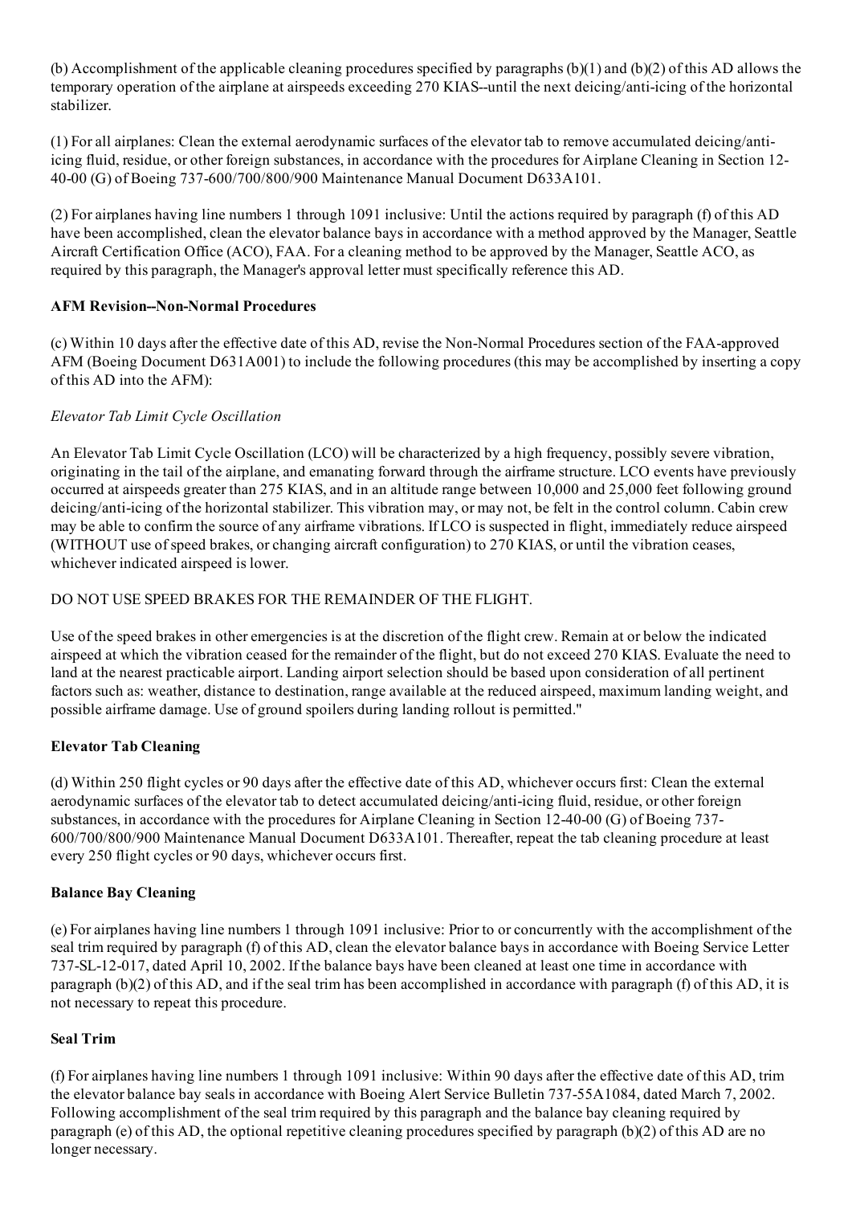(b) Accomplishment of the applicable cleaning procedures specified by paragraphs (b)(1) and (b)(2) of this AD allows the temporary operation of the airplane at airspeeds exceeding 270 KIAS--until the next deicing/anti-icing of the horizontal stabilizer.

(1) For all airplanes: Clean the external aerodynamic surfaces of the elevator tab to remove accumulated deicing/anti-icing fluid, residue, or other foreign substances, in accordance with the procedures for Airplane Cleaning in Section 12-40-00 (G) of Boeing 737-600/700/800/900 Maintenance Manual Document D633A101.

(2) For airplanes having line numbers 1 through 1091 inclusive: Until the actions required by paragraph (f) of this AD have been accomplished, clean the elevator balance bays in accordance with a method approved by the Manager, Seattle Aircraft Certification Office (ACO), FAA. For a cleaning method to be approved by the Manager, Seattle ACO, as required by this paragraph, the Manager's approval letter must specifically reference this AD.

**AFM Revision--Non-Normal Procedures**

(c) Within 10 days after the effective date of this AD, revise the Non-Normal Procedures section of the FAA-approved AFM (Boeing Document D631A001) to include the following procedures (this may be accomplished by inserting a copy of this AD into the AFM):

*Elevator Tab Limit Cycle Oscillation*

An Elevator Tab Limit Cycle Oscillation (LCO) will be characterized by a high frequency, possibly severe vibration, originating in the tail of the airplane, and emanating forward through the airframe structure. LCO events have previously occurred at airspeeds greater than 275 KIAS, and in an altitude range between 10,000 and 25,000 feet following ground deicing/anti-icing of the horizontal stabilizer. This vibration may, or may not, be felt in the control column. Cabin crew may be able to confirm the source of any airframe vibrations. If LCO is suspected in flight, immediately reduce airspeed (WITHOUT use of speed brakes, or changing aircraft configuration) to 270 KIAS, or until the vibration ceases, whichever indicated airspeed is lower.

DO NOT USE SPEED BRAKES FOR THE REMAINDER OF THE FLIGHT.

Use of the speed brakes in other emergencies is at the discretion of the flight crew. Remain at or below the indicated airspeed at which the vibration ceased for the remainder of the flight, but do not exceed 270 KIAS. Evaluate the need to land at the nearest practicable airport. Landing airport selection should be based upon consideration of all pertinent factors such as: weather, distance to destination, range available at the reduced airspeed, maximum landing weight, and possible airframe damage. Use of ground spoilers during landing rollout is permitted."

**Elevator Tab Cleaning**

(d) Within 250 flight cycles or 90 days after the effective date of this AD, whichever occurs first: Clean the external aerodynamic surfaces of the elevator tab to detect accumulated deicing/anti-icing fluid, residue, or other foreign substances, in accordance with the procedures for Airplane Cleaning in Section 12-40-00 (G) of Boeing 737-600/700/800/900 Maintenance Manual Document D633A101. Thereafter, repeat the tab cleaning procedure at least every 250 flight cycles or 90 days, whichever occurs first.

**Balance Bay Cleaning**

(e) For airplanes having line numbers 1 through 1091 inclusive: Prior to or concurrently with the accomplishment of the seal trim required by paragraph (f) of this AD, clean the elevator balance bays in accordance with Boeing Service Letter 737-SL-12-017, dated April 10, 2002. If the balance bays have been cleaned at least one time in accordance with paragraph (b)(2) of this AD, and if the seal trim has been accomplished in accordance with paragraph (f) of this AD, it is not necessary to repeat this procedure.

**Seal Trim**

(f) For airplanes having line numbers 1 through 1091 inclusive: Within 90 days after the effective date of this AD, trim the elevator balance bay seals in accordance with Boeing Alert Service Bulletin 737-55A1084, dated March 7, 2002. Following accomplishment of the seal trim required by this paragraph and the balance bay cleaning required by paragraph (e) of this AD, the optional repetitive cleaning procedures specified by paragraph (b)(2) of this AD are no longer necessary.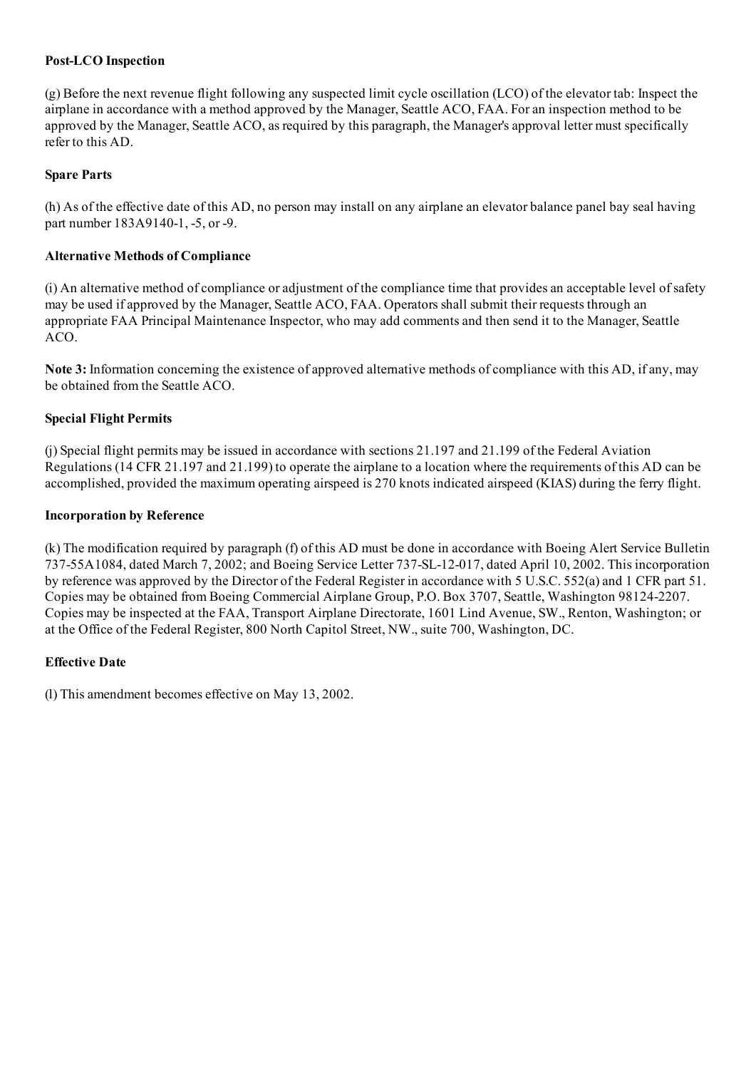**Post-LCO Inspection**

(g) Before the next revenue flight following any suspected limit cycle oscillation (LCO) of the elevator tab: Inspect the airplane in accordance with a method approved by the Manager, Seattle ACO, FAA. For an inspection method to be approved by the Manager, Seattle ACO, as required by this paragraph, the Manager's approval letter must specifically refer to this AD.

**Spare Parts**

(h) As of the effective date of this AD, no person may install on any airplane an elevator balance panel bay seal having part number 183A9140-1, -5, or -9.

**Alternative Methods of Compliance**

(i) An alternative method of compliance or adjustment of the compliance time that provides an acceptable level of safety may be used if approved by the Manager, Seattle ACO, FAA. Operators shall submit their requests through an appropriate FAA Principal Maintenance Inspector, who may add comments and then send it to the Manager, Seattle ACO.

**Note 3:** Information concerning the existence of approved alternative methods of compliance with this AD, if any, may be obtained from the Seattle ACO.

**Special Flight Permits**

(j) Special flight permits may be issued in accordance with sections 21.197 and 21.199 of the Federal Aviation Regulations (14 CFR 21.197 and 21.199) to operate the airplane to a location where the requirements of this AD can be accomplished, provided the maximum operating airspeed is 270 knots indicated airspeed (KIAS) during the ferry flight.

**Incorporation by Reference**

(k) The modification required by paragraph (f) of this AD must be done in accordance with Boeing Alert Service Bulletin 737-55A1084, dated March 7, 2002; and Boeing Service Letter 737-SL-12-017, dated April 10, 2002. This incorporation by reference was approved by the Director of the Federal Register in accordance with 5 U.S.C. 552(a) and 1 CFR part 51. Copies may be obtained from Boeing Commercial Airplane Group, P.O. Box 3707, Seattle, Washington 98124-2207. Copies may be inspected at the FAA, Transport Airplane Directorate, 1601 Lind Avenue, SW., Renton, Washington; or at the Office of the Federal Register, 800 North Capitol Street, NW., suite 700, Washington, DC.

**Effective Date**

(l) This amendment becomes effective on May 13, 2002.